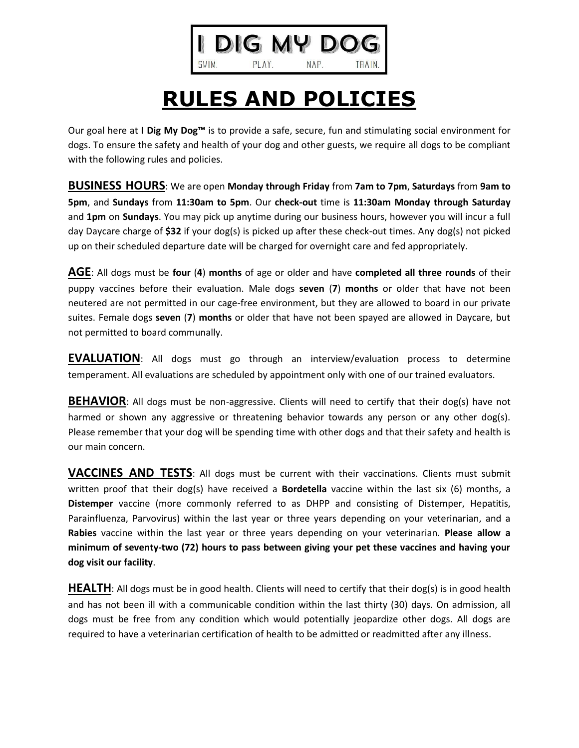# I DIG MY DOG

SWIM. PLAY. NAP. TRAIN.

# RULES AND POLICIES

Our goal here at **I Dig My Dog™** is to provide a safe, secure, fun and stimulating social environment for dogs. To ensure the safety and health of your dog and other guests, we require all dogs to be compliant with the following rules and policies.

**BUSINESS HOURS**: We are open **Monday through Friday** from **7am to 7pm**, **Saturdays** from **9am to 5pm**, and **Sundays** from **11:30am to 5pm**. Our **check-out** time is **11:30am Monday through Saturday** and **1pm** on **Sundays**. You may pick up anytime during our business hours, however you will incur a full day Daycare charge of **$32** if your dog(s) is picked up after these check-out times. Any dog(s) not picked up on their scheduled departure date will be charged for overnight care and fed appropriately.

**AGE**: All dogs must be **four** (**4**) **months** of age or older and have **completed all three rounds** of their puppy vaccines before their evaluation. Male dogs **seven** (**7**) **months** or older that have not been neutered are not permitted in our cage-free environment, but they are allowed to board in our private suites. Female dogs **seven** (**7**) **months** or older that have not been spayed are allowed in Daycare, but not permitted to board communally.

**EVALUATION**: All dogs must go through an interview/evaluation process to determine temperament. All evaluations are scheduled by appointment only with one of our trained evaluators.

**BEHAVIOR**: All dogs must be non-aggressive. Clients will need to certify that their dog(s) have not harmed or shown any aggressive or threatening behavior towards any person or any other dog(s). Please remember that your dog will be spending time with other dogs and that their safety and health is our main concern.

**VACCINES AND TESTS**: All dogs must be current with their vaccinations. Clients must submit written proof that their dog(s) have received a **Bordetella** vaccine within the last six (6) months, a **Distemper** vaccine (more commonly referred to as DHPP and consisting of Distemper, Hepatitis, Parainfluenza, Parvovirus) within the last year or three years depending on your veterinarian, and a **Rabies** vaccine within the last year or three years depending on your veterinarian. **Please allow a minimum of seventy-two (72) hours to pass between giving your pet these vaccines and having your dog visit our facility**.

**HEALTH**: All dogs must be in good health. Clients will need to certify that their dog(s) is in good health and has not been ill with a communicable condition within the last thirty (30) days. On admission, all dogs must be free from any condition which would potentially jeopardize other dogs. All dogs are required to have a veterinarian certification of health to be admitted or readmitted after any illness.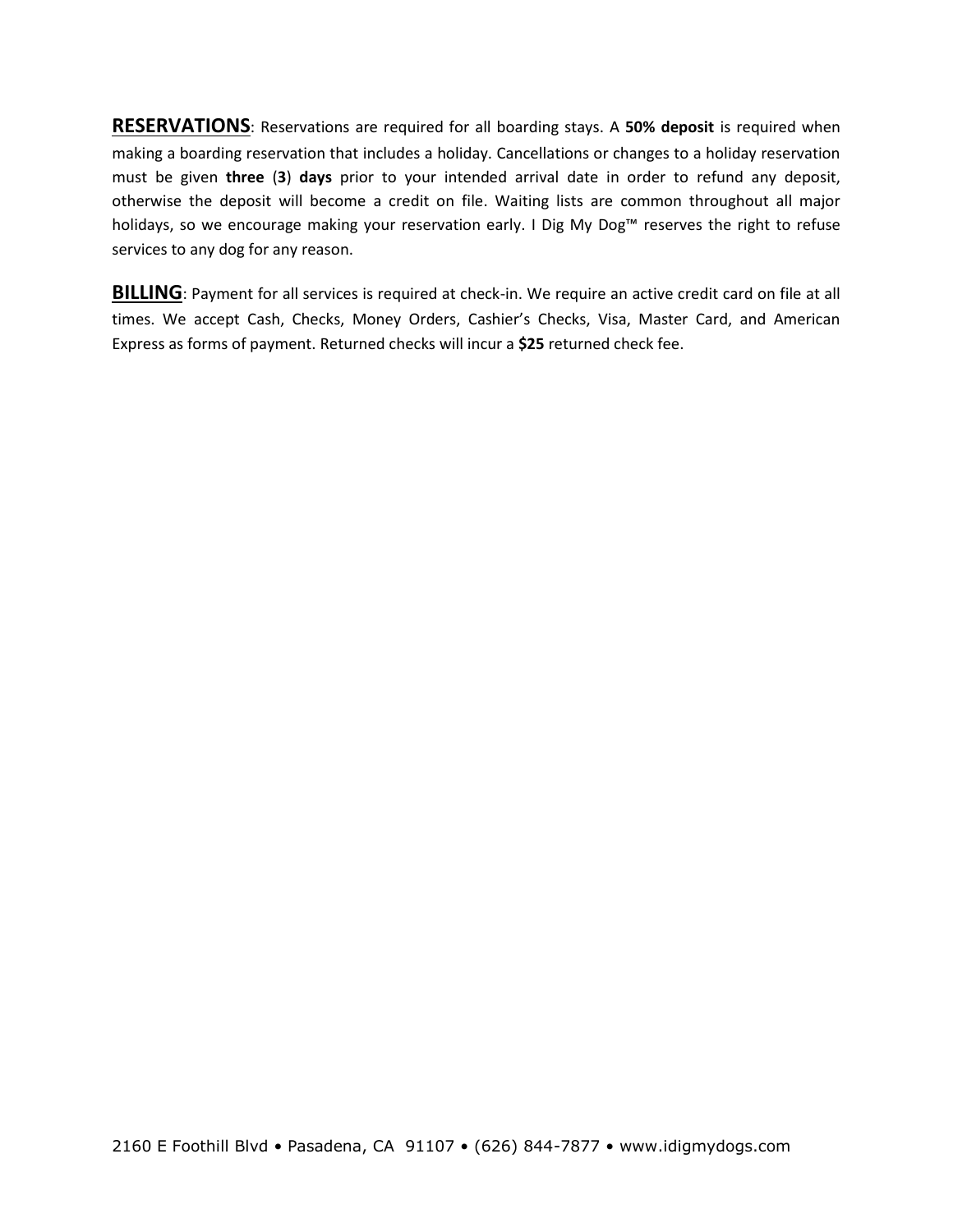**<u>RESERVATIONS</u>**: Reservations are required for all boarding stays. A **50% deposit** is required when making a boarding reservation that includes a holiday. Cancellations or changes to a holiday reservation must be given **three** (**3**) **days** prior to your intended arrival date in order to refund any deposit, otherwise the deposit will become a credit on file. Waiting lists are common throughout all major holidays, so we encourage making your reservation early. I Dig My Dog™ reserves the right to refuse services to any dog for any reason.

**<u>BILLING</u>**: Payment for all services is required at check-in. We require an active credit card on file at all times. We accept Cash, Checks, Money Orders, Cashier's Checks, Visa, Master Card, and American Express as forms of payment. Returned checks will incur a **$25** returned check fee.

2160 E Foothill Blvd • Pasadena, CA 91107 • (626) 844-7877 • www.idigmydogs.com